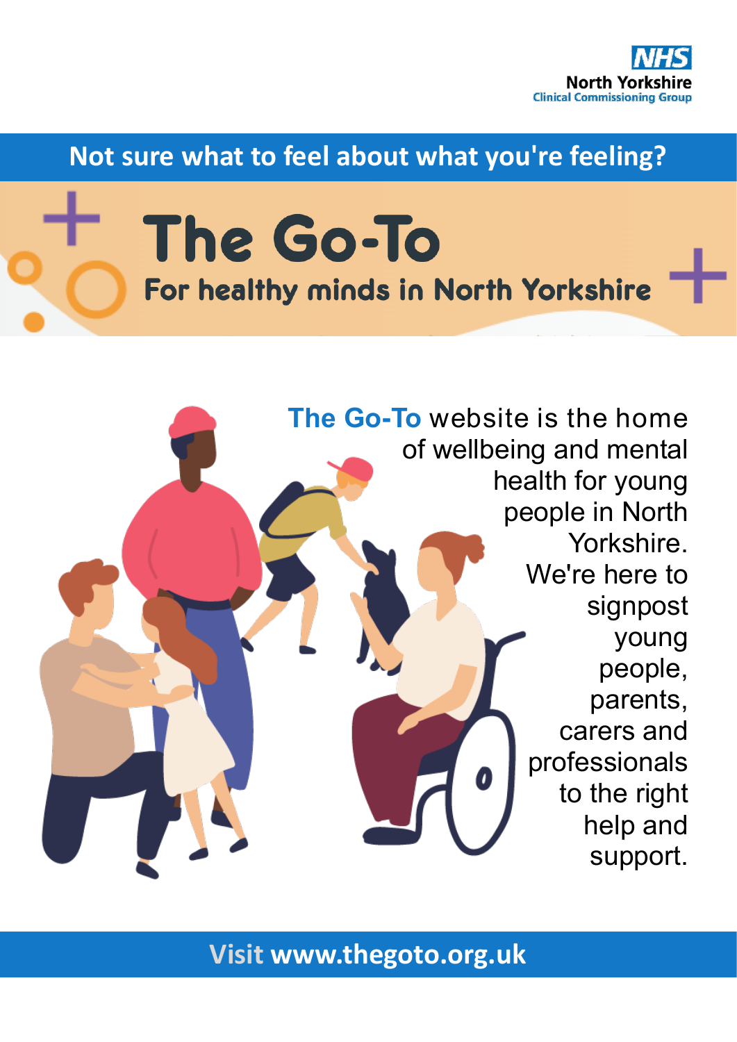NHS
North Yorkshire
Clinical Commissioning Group

**Not sure what to feel about what you're feeling?**

# The Go-To

## For healthy minds in North Yorkshire

**The Go-To** website is the home of wellbeing and mental health for young people in North Yorkshire. We're here to signpost young people, parents, carers and professionals to the right help and support.

**Visit www.thegoto.org.uk**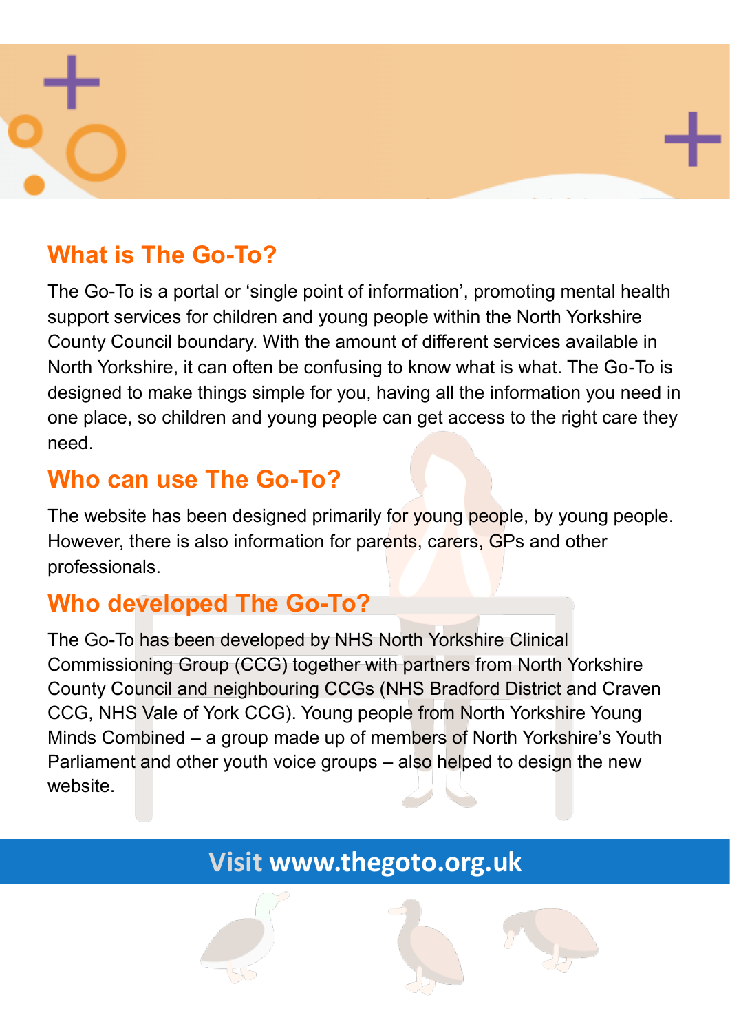## What is The Go-To?

The Go-To is a portal or 'single point of information', promoting mental health support services for children and young people within the North Yorkshire County Council boundary. With the amount of different services available in North Yorkshire, it can often be confusing to know what is what. The Go-To is designed to make things simple for you, having all the information you need in one place, so children and young people can get access to the right care they need.

## Who can use The Go-To?

The website has been designed primarily for young people, by young people. However, there is also information for parents, carers, GPs and other professionals.

## Who developed The Go-To?

The Go-To has been developed by NHS North Yorkshire Clinical Commissioning Group (CCG) together with partners from North Yorkshire County Council and neighbouring CCGs (NHS Bradford District and Craven CCG, NHS Vale of York CCG). Young people from North Yorkshire Young Minds Combined – a group made up of members of North Yorkshire's Youth Parliament and other youth voice groups – also helped to design the new website.

**Visit www.thegoto.org.uk**